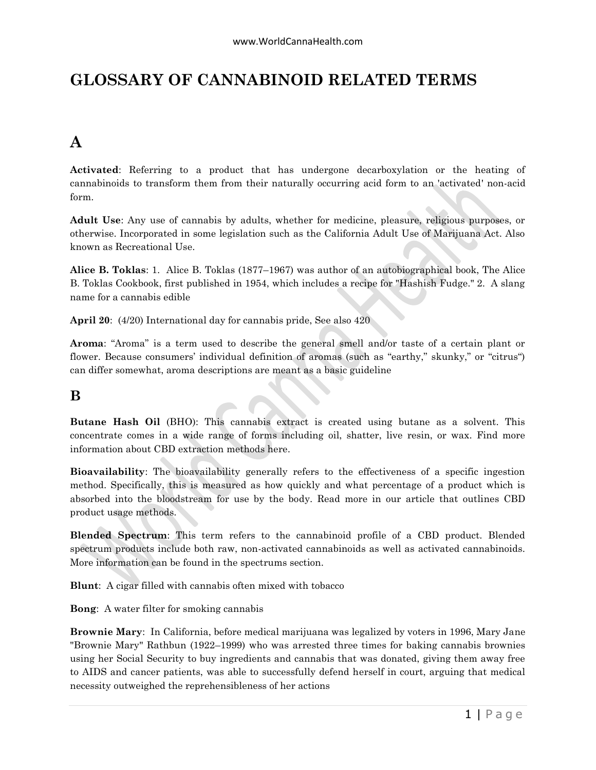# GLOSSARY OF CANNABINOID RELATED TERMS

## A

**Activated**: Referring to a product that has undergone decarboxylation or the heating of cannabinoids to transform them from their naturally occurring acid form to an 'activated' non-acid form.

**Adult Use**: Any use of cannabis by adults, whether for medicine, pleasure, religious purposes, or otherwise. Incorporated in some legislation such as the California Adult Use of Marijuana Act. Also known as Recreational Use.

**Alice B. Toklas**: 1. Alice B. Toklas (1877–1967) was author of an autobiographical book, The Alice B. Toklas Cookbook, first published in 1954, which includes a recipe for "Hashish Fudge." 2. A slang name for a cannabis edible

**April 20**: (4/20) International day for cannabis pride, See also 420

**Aroma**: "Aroma" is a term used to describe the general smell and/or taste of a certain plant or flower. Because consumers' individual definition of aromas (such as "earthy," skunky," or "citrus") can differ somewhat, aroma descriptions are meant as a basic guideline

## B

**Butane Hash Oil** (BHO): This cannabis extract is created using butane as a solvent. This concentrate comes in a wide range of forms including oil, shatter, live resin, or wax. Find more information about CBD extraction methods here.

**Bioavailability**: The bioavailability generally refers to the effectiveness of a specific ingestion method. Specifically, this is measured as how quickly and what percentage of a product which is absorbed into the bloodstream for use by the body. Read more in our article that outlines CBD product usage methods.

**Blended Spectrum**: This term refers to the cannabinoid profile of a CBD product. Blended spectrum products include both raw, non-activated cannabinoids as well as activated cannabinoids. More information can be found in the spectrums section.

**Blunt**: A cigar filled with cannabis often mixed with tobacco

**Bong**: A water filter for smoking cannabis

**Brownie Mary**: In California, before medical marijuana was legalized by voters in 1996, Mary Jane "Brownie Mary" Rathbun (1922–1999) who was arrested three times for baking cannabis brownies using her Social Security to buy ingredients and cannabis that was donated, giving them away free to AIDS and cancer patients, was able to successfully defend herself in court, arguing that medical necessity outweighed the reprehensibleness of her actions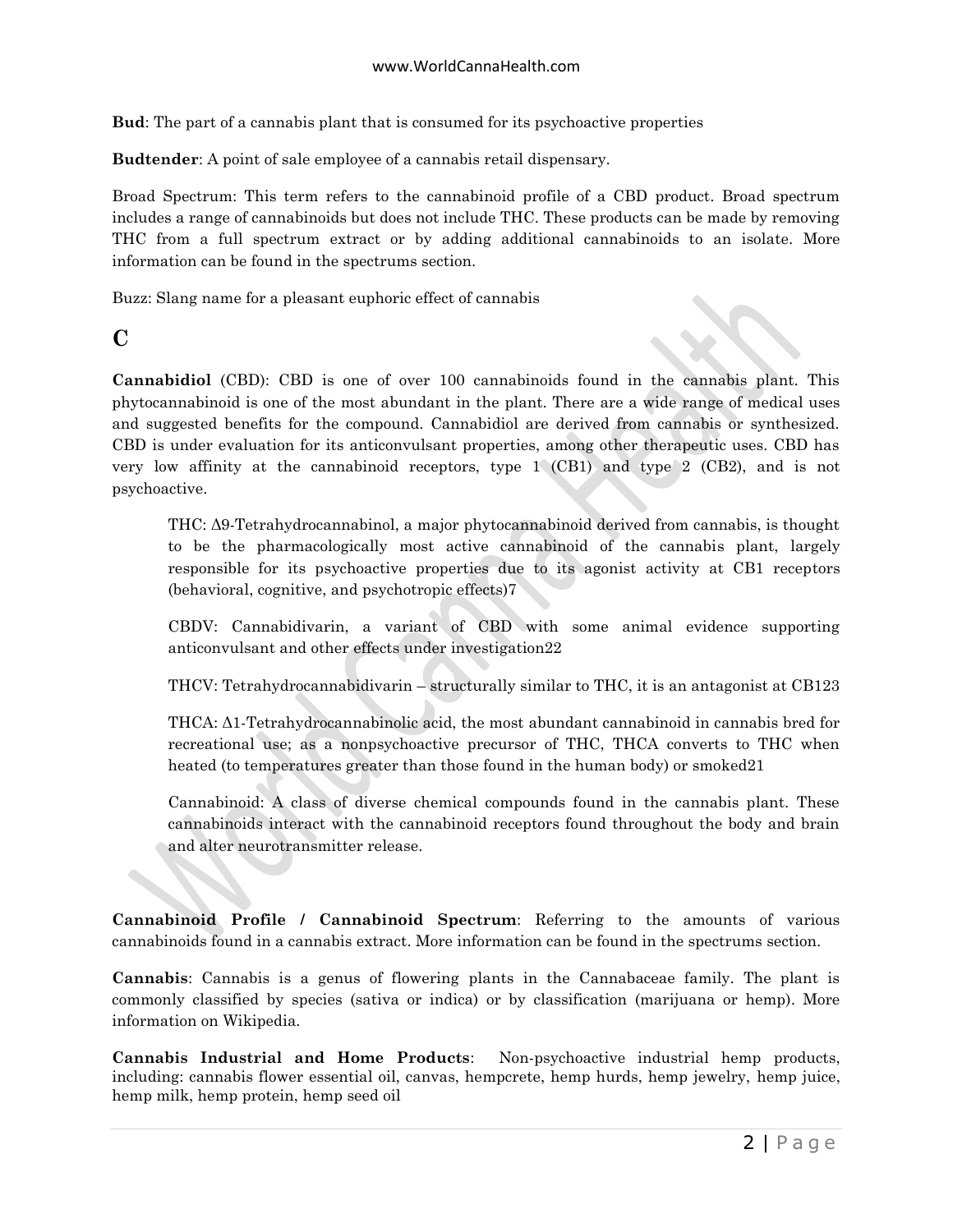**Bud**: The part of a cannabis plant that is consumed for its psychoactive properties

**Budtender**: A point of sale employee of a cannabis retail dispensary.

Broad Spectrum: This term refers to the cannabinoid profile of a CBD product. Broad spectrum includes a range of cannabinoids but does not include THC. These products can be made by removing THC from a full spectrum extract or by adding additional cannabinoids to an isolate. More information can be found in the spectrums section.

Buzz: Slang name for a pleasant euphoric effect of cannabis

## C

**Cannabidiol** (CBD): CBD is one of over 100 cannabinoids found in the cannabis plant. This phytocannabinoid is one of the most abundant in the plant. There are a wide range of medical uses and suggested benefits for the compound. Cannabidiol are derived from cannabis or synthesized. CBD is under evaluation for its anticonvulsant properties, among other therapeutic uses. CBD has very low affinity at the cannabinoid receptors, type 1 (CB1) and type 2 (CB2), and is not psychoactive.

> THC: Δ9-Tetrahydrocannabinol, a major phytocannabinoid derived from cannabis, is thought to be the pharmacologically most active cannabinoid of the cannabis plant, largely responsible for its psychoactive properties due to its agonist activity at CB1 receptors (behavioral, cognitive, and psychotropic effects)[7]
>
> CBDV: Cannabidivarin, a variant of CBD with some animal evidence supporting anticonvulsant and other effects under investigation[22]
>
> THCV: Tetrahydrocannabidivarin – structurally similar to THC, it is an antagonist at CB1[23]
>
> THCA: Δ1-Tetrahydrocannabinolic acid, the most abundant cannabinoid in cannabis bred for recreational use; as a nonpsychoactive precursor of THC, THCA converts to THC when heated (to temperatures greater than those found in the human body) or smoked[21]
>
> Cannabinoid: A class of diverse chemical compounds found in the cannabis plant. These cannabinoids interact with the cannabinoid receptors found throughout the body and brain and alter neurotransmitter release.

**Cannabinoid Profile / Cannabinoid Spectrum**: Referring to the amounts of various cannabinoids found in a cannabis extract. More information can be found in the spectrums section.

**Cannabis**: Cannabis is a genus of flowering plants in the Cannabaceae family. The plant is commonly classified by species (sativa or indica) or by classification (marijuana or hemp). More information on Wikipedia.

**Cannabis Industrial and Home Products**: Non-psychoactive industrial hemp products, including: cannabis flower essential oil, canvas, hempcrete, hemp hurds, hemp jewelry, hemp juice, hemp milk, hemp protein, hemp seed oil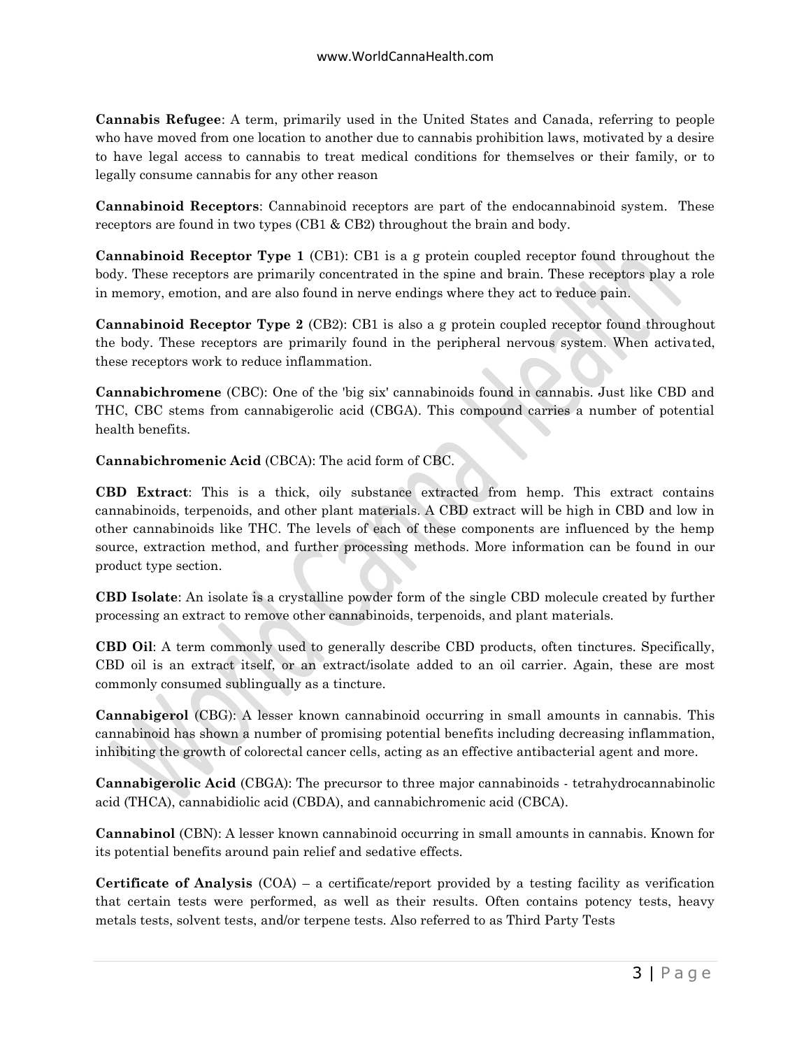**Cannabis Refugee**: A term, primarily used in the United States and Canada, referring to people who have moved from one location to another due to cannabis prohibition laws, motivated by a desire to have legal access to cannabis to treat medical conditions for themselves or their family, or to legally consume cannabis for any other reason

**Cannabinoid Receptors**: Cannabinoid receptors are part of the endocannabinoid system. These receptors are found in two types (CB1 & CB2) throughout the brain and body.

**Cannabinoid Receptor Type 1** (CB1): CB1 is a g protein coupled receptor found throughout the body. These receptors are primarily concentrated in the spine and brain. These receptors play a role in memory, emotion, and are also found in nerve endings where they act to reduce pain.

**Cannabinoid Receptor Type 2** (CB2): CB1 is also a g protein coupled receptor found throughout the body. These receptors are primarily found in the peripheral nervous system. When activated, these receptors work to reduce inflammation.

**Cannabichromene** (CBC): One of the 'big six' cannabinoids found in cannabis. Just like CBD and THC, CBC stems from cannabigerolic acid (CBGA). This compound carries a number of potential health benefits.

**Cannabichromenic Acid** (CBCA): The acid form of CBC.

**CBD Extract**: This is a thick, oily substance extracted from hemp. This extract contains cannabinoids, terpenoids, and other plant materials. A CBD extract will be high in CBD and low in other cannabinoids like THC. The levels of each of these components are influenced by the hemp source, extraction method, and further processing methods. More information can be found in our product type section.

**CBD Isolate**: An isolate is a crystalline powder form of the single CBD molecule created by further processing an extract to remove other cannabinoids, terpenoids, and plant materials.

**CBD Oil**: A term commonly used to generally describe CBD products, often tinctures. Specifically, CBD oil is an extract itself, or an extract/isolate added to an oil carrier. Again, these are most commonly consumed sublingually as a tincture.

**Cannabigerol** (CBG): A lesser known cannabinoid occurring in small amounts in cannabis. This cannabinoid has shown a number of promising potential benefits including decreasing inflammation, inhibiting the growth of colorectal cancer cells, acting as an effective antibacterial agent and more.

**Cannabigerolic Acid** (CBGA): The precursor to three major cannabinoids - tetrahydrocannabinolic acid (THCA), cannabidiolic acid (CBDA), and cannabichromenic acid (CBCA).

**Cannabinol** (CBN): A lesser known cannabinoid occurring in small amounts in cannabis. Known for its potential benefits around pain relief and sedative effects.

**Certificate of Analysis** (COA) – a certificate/report provided by a testing facility as verification that certain tests were performed, as well as their results. Often contains potency tests, heavy metals tests, solvent tests, and/or terpene tests. Also referred to as Third Party Tests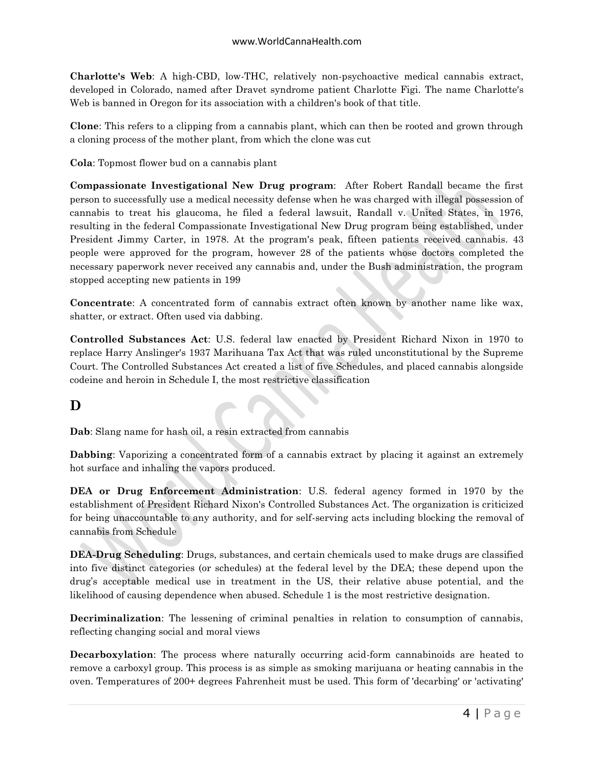**Charlotte's Web**: A high-CBD, low-THC, relatively non-psychoactive medical cannabis extract, developed in Colorado, named after Dravet syndrome patient Charlotte Figi. The name Charlotte's Web is banned in Oregon for its association with a children's book of that title.

**Clone**: This refers to a clipping from a cannabis plant, which can then be rooted and grown through a cloning process of the mother plant, from which the clone was cut

**Cola**: Topmost flower bud on a cannabis plant

**Compassionate Investigational New Drug program**: After Robert Randall became the first person to successfully use a medical necessity defense when he was charged with illegal possession of cannabis to treat his glaucoma, he filed a federal lawsuit, Randall v. United States, in 1976, resulting in the federal Compassionate Investigational New Drug program being established, under President Jimmy Carter, in 1978. At the program's peak, fifteen patients received cannabis. 43 people were approved for the program, however 28 of the patients whose doctors completed the necessary paperwork never received any cannabis and, under the Bush administration, the program stopped accepting new patients in 199

**Concentrate**: A concentrated form of cannabis extract often known by another name like wax, shatter, or extract. Often used via dabbing.

**Controlled Substances Act**: U.S. federal law enacted by President Richard Nixon in 1970 to replace Harry Anslinger's 1937 Marihuana Tax Act that was ruled unconstitutional by the Supreme Court. The Controlled Substances Act created a list of five Schedules, and placed cannabis alongside codeine and heroin in Schedule I, the most restrictive classification

## D

**Dab**: Slang name for hash oil, a resin extracted from cannabis

**Dabbing**: Vaporizing a concentrated form of a cannabis extract by placing it against an extremely hot surface and inhaling the vapors produced.

**DEA or Drug Enforcement Administration**: U.S. federal agency formed in 1970 by the establishment of President Richard Nixon's Controlled Substances Act. The organization is criticized for being unaccountable to any authority, and for self-serving acts including blocking the removal of cannabis from Schedule

**DEA-Drug Scheduling**: Drugs, substances, and certain chemicals used to make drugs are classified into five distinct categories (or schedules) at the federal level by the DEA; these depend upon the drug's acceptable medical use in treatment in the US, their relative abuse potential, and the likelihood of causing dependence when abused. Schedule 1 is the most restrictive designation.

**Decriminalization**: The lessening of criminal penalties in relation to consumption of cannabis, reflecting changing social and moral views

**Decarboxylation**: The process where naturally occurring acid-form cannabinoids are heated to remove a carboxyl group. This process is as simple as smoking marijuana or heating cannabis in the oven. Temperatures of 200+ degrees Fahrenheit must be used. This form of 'decarbing' or 'activating'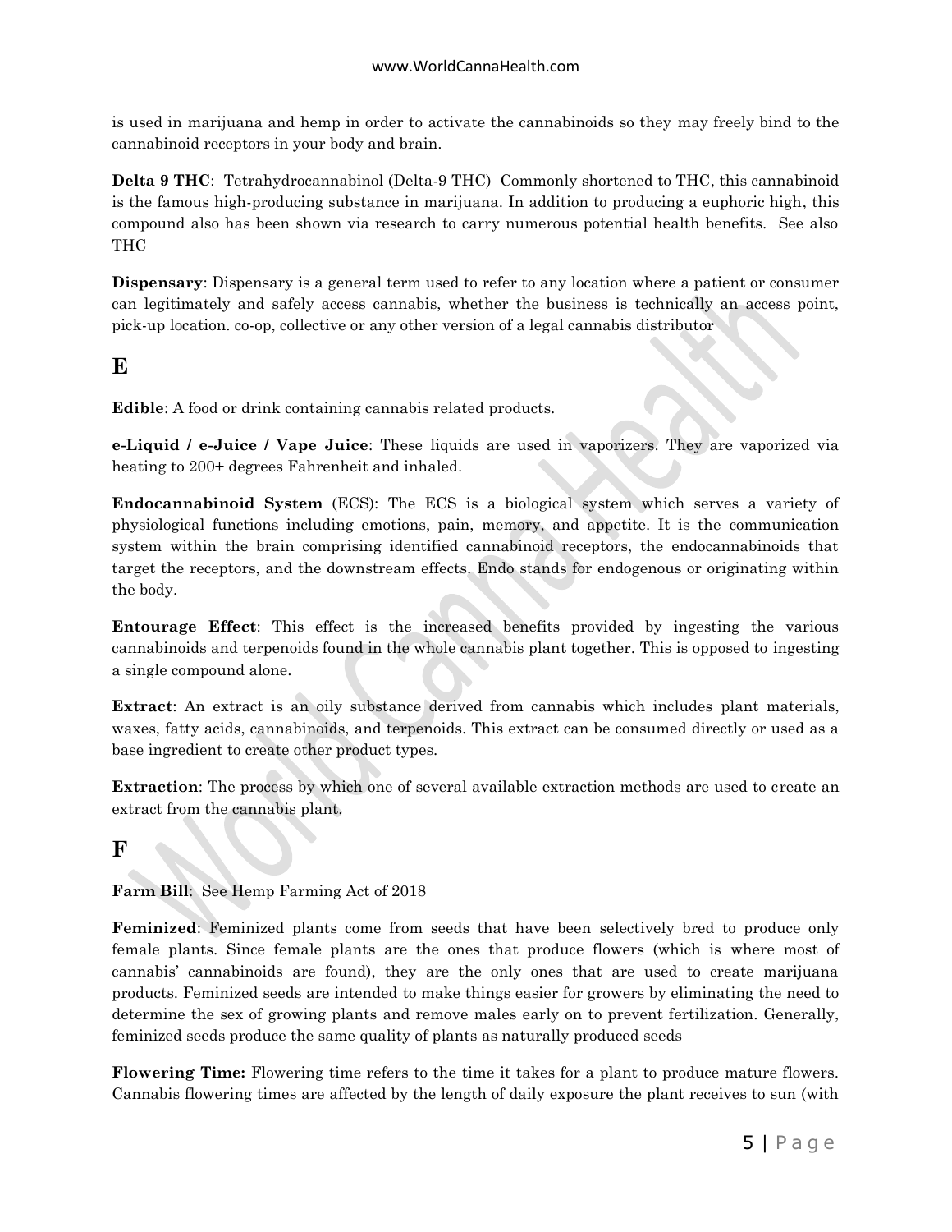is used in marijuana and hemp in order to activate the cannabinoids so they may freely bind to the cannabinoid receptors in your body and brain.

**Delta 9 THC**: Tetrahydrocannabinol (Delta-9 THC) Commonly shortened to THC, this cannabinoid is the famous high-producing substance in marijuana. In addition to producing a euphoric high, this compound also has been shown via research to carry numerous potential health benefits. See also THC

**Dispensary**: Dispensary is a general term used to refer to any location where a patient or consumer can legitimately and safely access cannabis, whether the business is technically an access point, pick-up location. co-op, collective or any other version of a legal cannabis distributor

## E

**Edible**: A food or drink containing cannabis related products.

**e-Liquid / e-Juice / Vape Juice**: These liquids are used in vaporizers. They are vaporized via heating to 200+ degrees Fahrenheit and inhaled.

**Endocannabinoid System** (ECS): The ECS is a biological system which serves a variety of physiological functions including emotions, pain, memory, and appetite. It is the communication system within the brain comprising identified cannabinoid receptors, the endocannabinoids that target the receptors, and the downstream effects. Endo stands for endogenous or originating within the body.

**Entourage Effect**: This effect is the increased benefits provided by ingesting the various cannabinoids and terpenoids found in the whole cannabis plant together. This is opposed to ingesting a single compound alone.

**Extract**: An extract is an oily substance derived from cannabis which includes plant materials, waxes, fatty acids, cannabinoids, and terpenoids. This extract can be consumed directly or used as a base ingredient to create other product types.

**Extraction**: The process by which one of several available extraction methods are used to create an extract from the cannabis plant.

## F

**Farm Bill**: See Hemp Farming Act of 2018

**Feminized**: Feminized plants come from seeds that have been selectively bred to produce only female plants. Since female plants are the ones that produce flowers (which is where most of cannabis' cannabinoids are found), they are the only ones that are used to create marijuana products. Feminized seeds are intended to make things easier for growers by eliminating the need to determine the sex of growing plants and remove males early on to prevent fertilization. Generally, feminized seeds produce the same quality of plants as naturally produced seeds

**Flowering Time:** Flowering time refers to the time it takes for a plant to produce mature flowers. Cannabis flowering times are affected by the length of daily exposure the plant receives to sun (with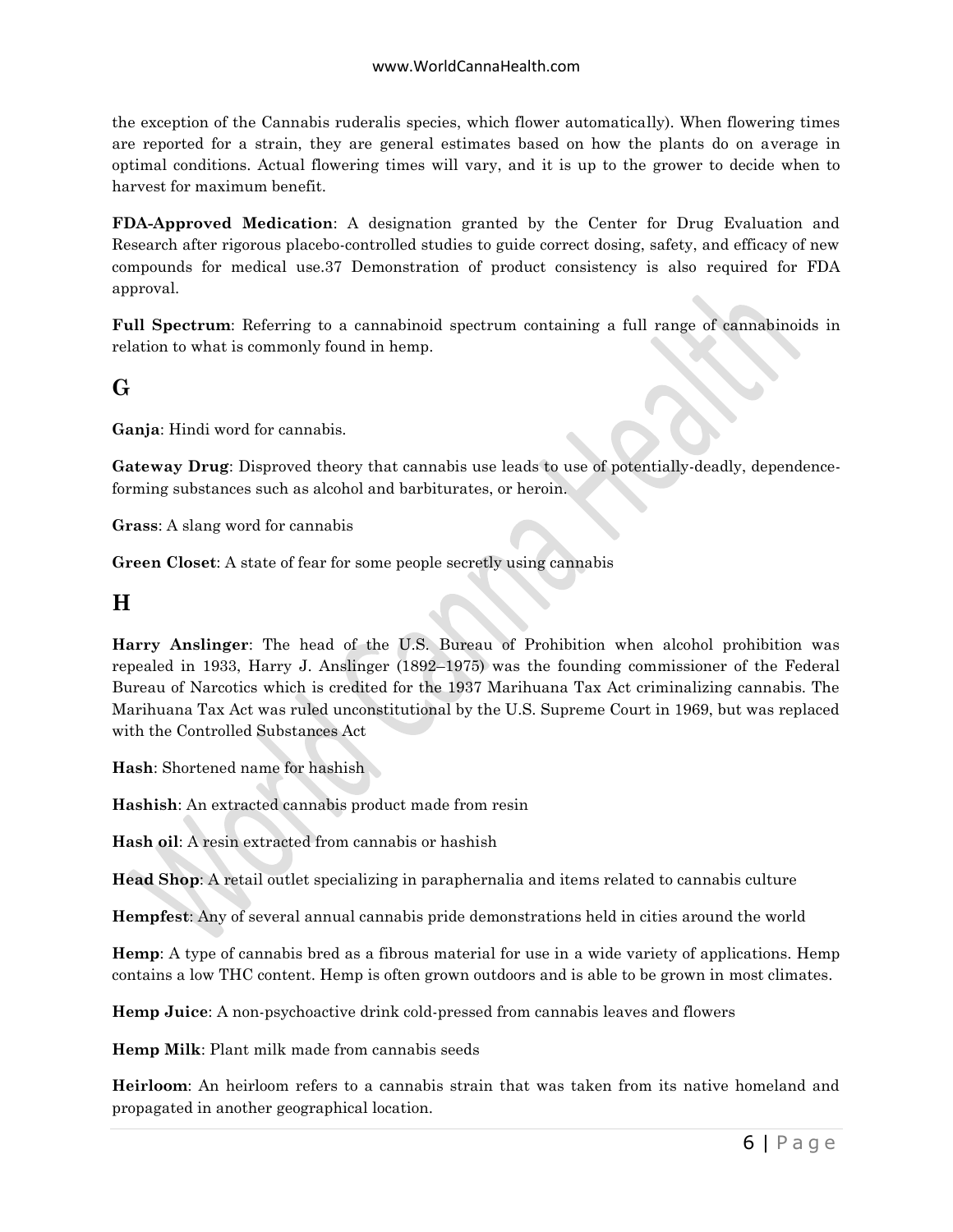the exception of the Cannabis ruderalis species, which flower automatically). When flowering times are reported for a strain, they are general estimates based on how the plants do on average in optimal conditions. Actual flowering times will vary, and it is up to the grower to decide when to harvest for maximum benefit.

**FDA-Approved Medication**: A designation granted by the Center for Drug Evaluation and Research after rigorous placebo-controlled studies to guide correct dosing, safety, and efficacy of new compounds for medical use.37 Demonstration of product consistency is also required for FDA approval.

**Full Spectrum**: Referring to a cannabinoid spectrum containing a full range of cannabinoids in relation to what is commonly found in hemp.

## G

**Ganja**: Hindi word for cannabis.

**Gateway Drug**: Disproved theory that cannabis use leads to use of potentially-deadly, dependence-forming substances such as alcohol and barbiturates, or heroin.

**Grass**: A slang word for cannabis

**Green Closet**: A state of fear for some people secretly using cannabis

## H

**Harry Anslinger**: The head of the U.S. Bureau of Prohibition when alcohol prohibition was repealed in 1933, Harry J. Anslinger (1892–1975) was the founding commissioner of the Federal Bureau of Narcotics which is credited for the 1937 Marihuana Tax Act criminalizing cannabis. The Marihuana Tax Act was ruled unconstitutional by the U.S. Supreme Court in 1969, but was replaced with the Controlled Substances Act

**Hash**: Shortened name for hashish

**Hashish**: An extracted cannabis product made from resin

**Hash oil**: A resin extracted from cannabis or hashish

**Head Shop**: A retail outlet specializing in paraphernalia and items related to cannabis culture

**Hempfest**: Any of several annual cannabis pride demonstrations held in cities around the world

**Hemp**: A type of cannabis bred as a fibrous material for use in a wide variety of applications. Hemp contains a low THC content. Hemp is often grown outdoors and is able to be grown in most climates.

**Hemp Juice**: A non-psychoactive drink cold-pressed from cannabis leaves and flowers

**Hemp Milk**: Plant milk made from cannabis seeds

**Heirloom**: An heirloom refers to a cannabis strain that was taken from its native homeland and propagated in another geographical location.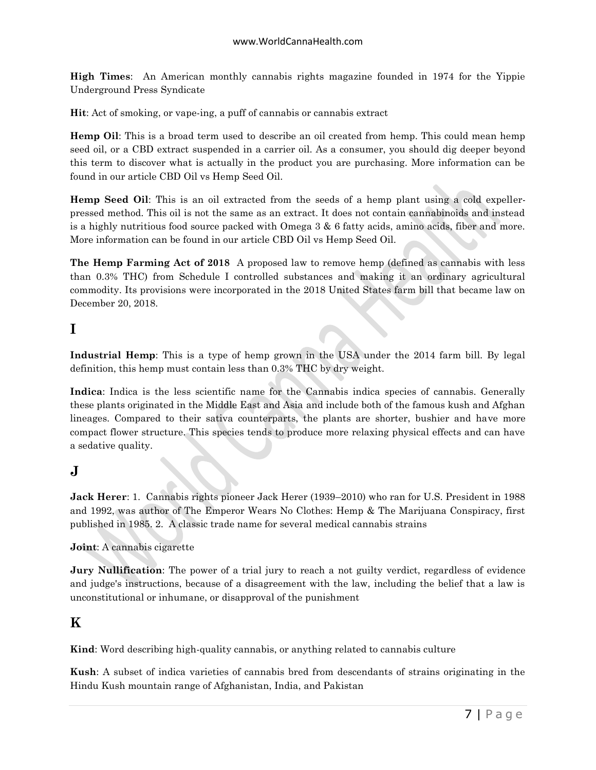**High Times**: An American monthly cannabis rights magazine founded in 1974 for the Yippie Underground Press Syndicate

**Hit**: Act of smoking, or vape-ing, a puff of cannabis or cannabis extract

**Hemp Oil**: This is a broad term used to describe an oil created from hemp. This could mean hemp seed oil, or a CBD extract suspended in a carrier oil. As a consumer, you should dig deeper beyond this term to discover what is actually in the product you are purchasing. More information can be found in our article CBD Oil vs Hemp Seed Oil.

**Hemp Seed Oil**: This is an oil extracted from the seeds of a hemp plant using a cold expeller-pressed method. This oil is not the same as an extract. It does not contain cannabinoids and instead is a highly nutritious food source packed with Omega 3 & 6 fatty acids, amino acids, fiber and more. More information can be found in our article CBD Oil vs Hemp Seed Oil.

**The Hemp Farming Act of 2018** A proposed law to remove hemp (defined as cannabis with less than 0.3% THC) from Schedule I controlled substances and making it an ordinary agricultural commodity. Its provisions were incorporated in the 2018 United States farm bill that became law on December 20, 2018.

## I

**Industrial Hemp**: This is a type of hemp grown in the USA under the 2014 farm bill. By legal definition, this hemp must contain less than 0.3% THC by dry weight.

**Indica**: Indica is the less scientific name for the Cannabis indica species of cannabis. Generally these plants originated in the Middle East and Asia and include both of the famous kush and Afghan lineages. Compared to their sativa counterparts, the plants are shorter, bushier and have more compact flower structure. This species tends to produce more relaxing physical effects and can have a sedative quality.

## J

**Jack Herer**: 1. Cannabis rights pioneer Jack Herer (1939–2010) who ran for U.S. President in 1988 and 1992, was author of The Emperor Wears No Clothes: Hemp & The Marijuana Conspiracy, first published in 1985. 2. A classic trade name for several medical cannabis strains

**Joint**: A cannabis cigarette

**Jury Nullification**: The power of a trial jury to reach a not guilty verdict, regardless of evidence and judge's instructions, because of a disagreement with the law, including the belief that a law is unconstitutional or inhumane, or disapproval of the punishment

## K

**Kind**: Word describing high-quality cannabis, or anything related to cannabis culture

**Kush**: A subset of indica varieties of cannabis bred from descendants of strains originating in the Hindu Kush mountain range of Afghanistan, India, and Pakistan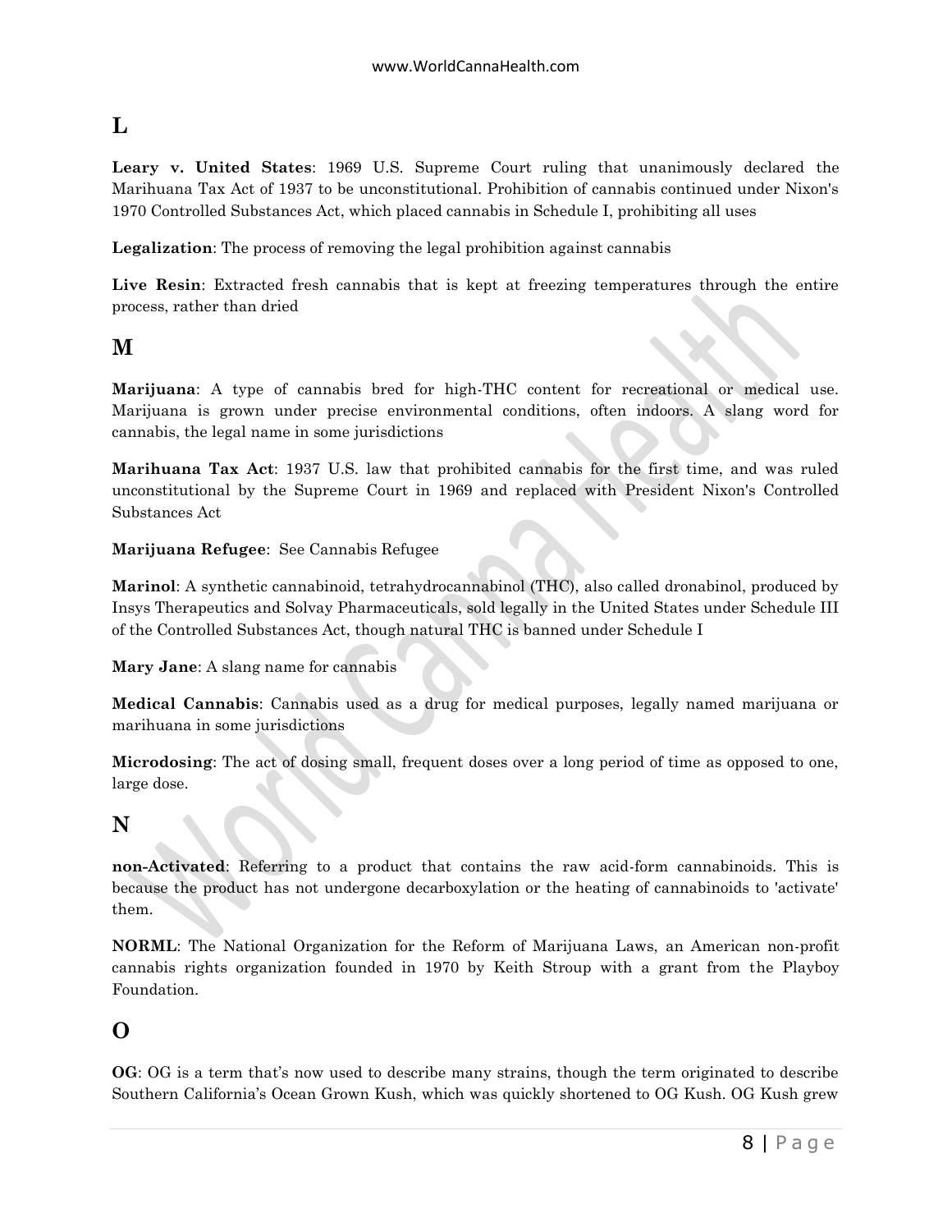## L

**Leary v. United States**: 1969 U.S. Supreme Court ruling that unanimously declared the Marihuana Tax Act of 1937 to be unconstitutional. Prohibition of cannabis continued under Nixon's 1970 Controlled Substances Act, which placed cannabis in Schedule I, prohibiting all uses

**Legalization**: The process of removing the legal prohibition against cannabis

**Live Resin**: Extracted fresh cannabis that is kept at freezing temperatures through the entire process, rather than dried

## M

**Marijuana**: A type of cannabis bred for high-THC content for recreational or medical use. Marijuana is grown under precise environmental conditions, often indoors. A slang word for cannabis, the legal name in some jurisdictions

**Marihuana Tax Act**: 1937 U.S. law that prohibited cannabis for the first time, and was ruled unconstitutional by the Supreme Court in 1969 and replaced with President Nixon's Controlled Substances Act

**Marijuana Refugee**: See Cannabis Refugee

**Marinol**: A synthetic cannabinoid, tetrahydrocannabinol (THC), also called dronabinol, produced by Insys Therapeutics and Solvay Pharmaceuticals, sold legally in the United States under Schedule III of the Controlled Substances Act, though natural THC is banned under Schedule I

**Mary Jane**: A slang name for cannabis

**Medical Cannabis**: Cannabis used as a drug for medical purposes, legally named marijuana or marihuana in some jurisdictions

**Microdosing**: The act of dosing small, frequent doses over a long period of time as opposed to one, large dose.

## N

**non-Activated**: Referring to a product that contains the raw acid-form cannabinoids. This is because the product has not undergone decarboxylation or the heating of cannabinoids to 'activate' them.

**NORML**: The National Organization for the Reform of Marijuana Laws, an American non-profit cannabis rights organization founded in 1970 by Keith Stroup with a grant from the Playboy Foundation.

## O

**OG**: OG is a term that's now used to describe many strains, though the term originated to describe Southern California's Ocean Grown Kush, which was quickly shortened to OG Kush. OG Kush grew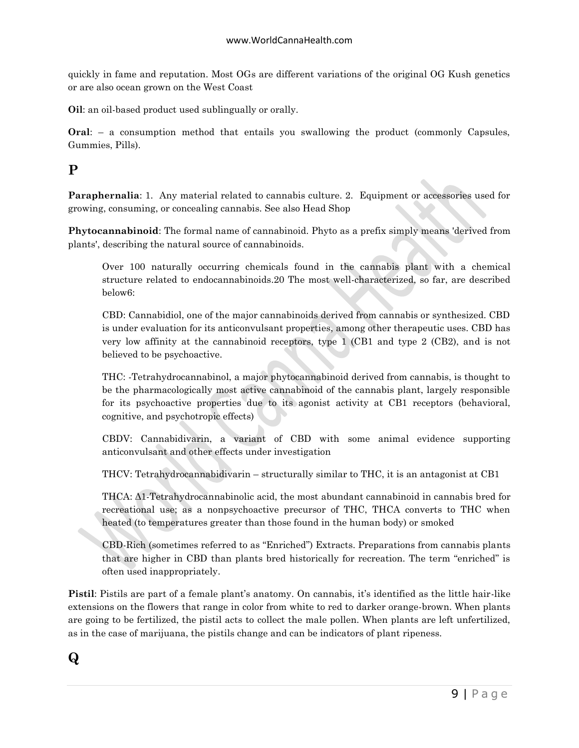quickly in fame and reputation. Most OGs are different variations of the original OG Kush genetics or are also ocean grown on the West Coast

**Oil**: an oil-based product used sublingually or orally.

**Oral**: – a consumption method that entails you swallowing the product (commonly Capsules, Gummies, Pills).

## P

**Paraphernalia**: 1. Any material related to cannabis culture. 2. Equipment or accessories used for growing, consuming, or concealing cannabis. See also Head Shop

**Phytocannabinoid**: The formal name of cannabinoid. Phyto as a prefix simply means 'derived from plants', describing the natural source of cannabinoids.

> Over 100 naturally occurring chemicals found in the cannabis plant with a chemical structure related to endocannabinoids.[20] The most well-characterized, so far, are described below[6]:
>
> CBD: Cannabidiol, one of the major cannabinoids derived from cannabis or synthesized. CBD is under evaluation for its anticonvulsant properties, among other therapeutic uses. CBD has very low affinity at the cannabinoid receptors, type 1 (CB1 and type 2 (CB2), and is not believed to be psychoactive.
>
> THC: -Tetrahydrocannabinol, a major phytocannabinoid derived from cannabis, is thought to be the pharmacologically most active cannabinoid of the cannabis plant, largely responsible for its psychoactive properties due to its agonist activity at CB1 receptors (behavioral, cognitive, and psychotropic effects)
>
> CBDV: Cannabidivarin, a variant of CBD with some animal evidence supporting anticonvulsant and other effects under investigation
>
> THCV: Tetrahydrocannabidivarin – structurally similar to THC, it is an antagonist at CB1
>
> THCA: Δ1-Tetrahydrocannabinolic acid, the most abundant cannabinoid in cannabis bred for recreational use; as a nonpsychoactive precursor of THC, THCA converts to THC when heated (to temperatures greater than those found in the human body) or smoked
>
> CBD-Rich (sometimes referred to as "Enriched") Extracts. Preparations from cannabis plants that are higher in CBD than plants bred historically for recreation. The term "enriched" is often used inappropriately.

**Pistil**: Pistils are part of a female plant's anatomy. On cannabis, it's identified as the little hair-like extensions on the flowers that range in color from white to red to darker orange-brown. When plants are going to be fertilized, the pistil acts to collect the male pollen. When plants are left unfertilized, as in the case of marijuana, the pistils change and can be indicators of plant ripeness.

## Q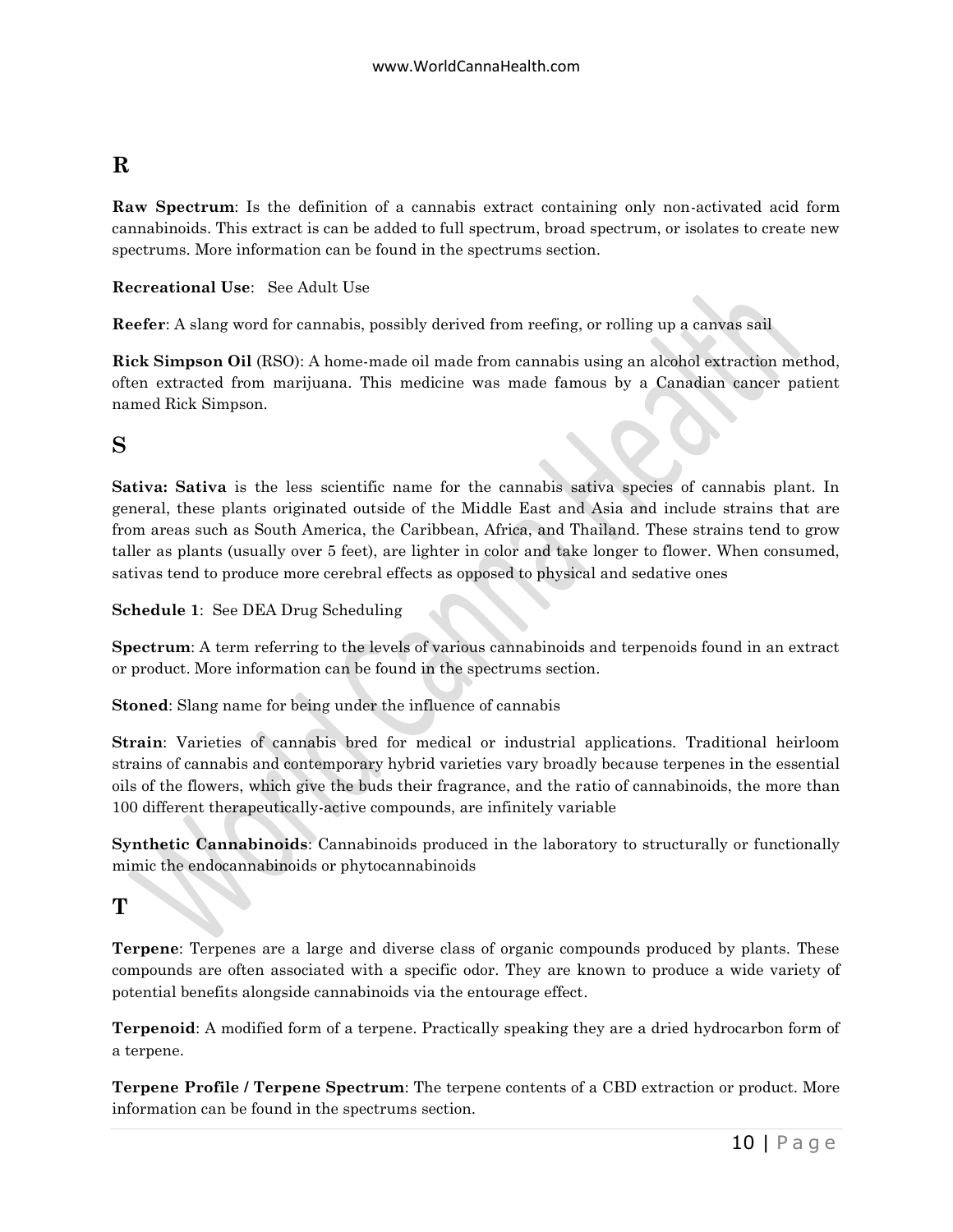## R

**Raw Spectrum**: Is the definition of a cannabis extract containing only non-activated acid form cannabinoids. This extract is can be added to full spectrum, broad spectrum, or isolates to create new spectrums. More information can be found in the spectrums section.

**Recreational Use**: See Adult Use

**Reefer**: A slang word for cannabis, possibly derived from reefing, or rolling up a canvas sail

**Rick Simpson Oil** (RSO): A home-made oil made from cannabis using an alcohol extraction method, often extracted from marijuana. This medicine was made famous by a Canadian cancer patient named Rick Simpson.

## S

**Sativa: Sativa** is the less scientific name for the cannabis sativa species of cannabis plant. In general, these plants originated outside of the Middle East and Asia and include strains that are from areas such as South America, the Caribbean, Africa, and Thailand. These strains tend to grow taller as plants (usually over 5 feet), are lighter in color and take longer to flower. When consumed, sativas tend to produce more cerebral effects as opposed to physical and sedative ones

**Schedule 1**: See DEA Drug Scheduling

**Spectrum**: A term referring to the levels of various cannabinoids and terpenoids found in an extract or product. More information can be found in the spectrums section.

**Stoned**: Slang name for being under the influence of cannabis

**Strain**: Varieties of cannabis bred for medical or industrial applications. Traditional heirloom strains of cannabis and contemporary hybrid varieties vary broadly because terpenes in the essential oils of the flowers, which give the buds their fragrance, and the ratio of cannabinoids, the more than 100 different therapeutically-active compounds, are infinitely variable

**Synthetic Cannabinoids**: Cannabinoids produced in the laboratory to structurally or functionally mimic the endocannabinoids or phytocannabinoids

## T

**Terpene**: Terpenes are a large and diverse class of organic compounds produced by plants. These compounds are often associated with a specific odor. They are known to produce a wide variety of potential benefits alongside cannabinoids via the entourage effect.

**Terpenoid**: A modified form of a terpene. Practically speaking they are a dried hydrocarbon form of a terpene.

**Terpene Profile / Terpene Spectrum**: The terpene contents of a CBD extraction or product. More information can be found in the spectrums section.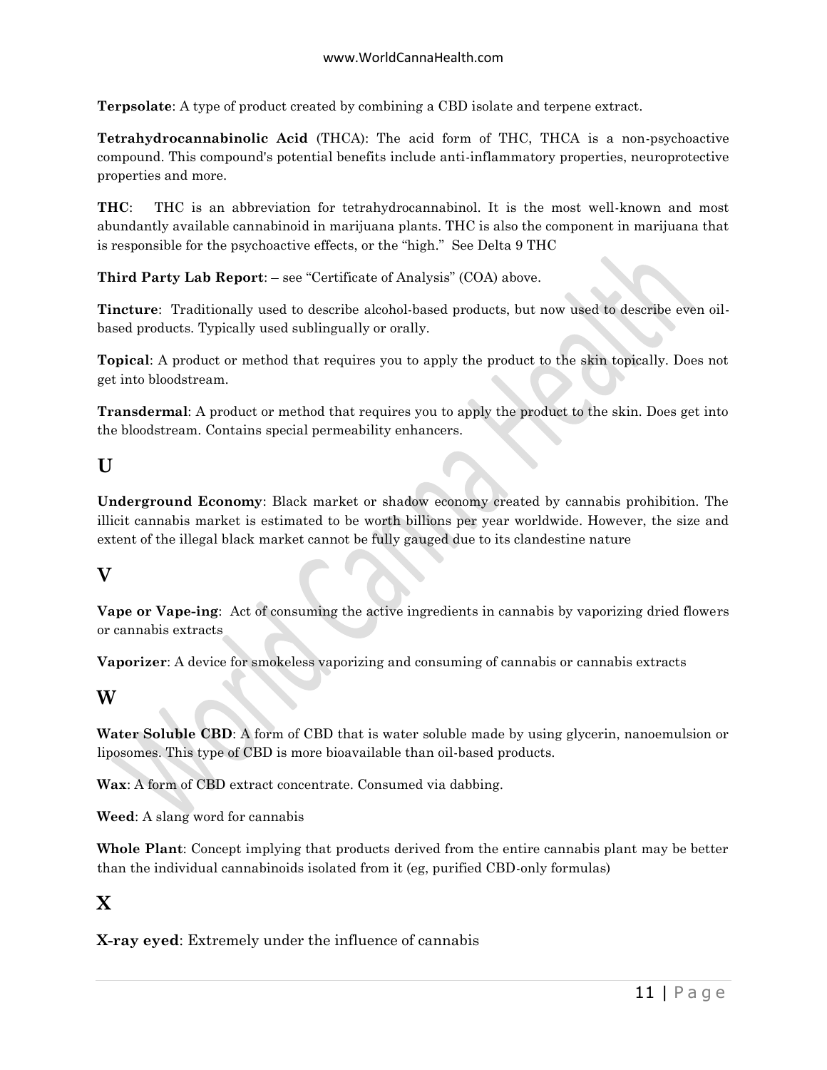**Terpsolate**: A type of product created by combining a CBD isolate and terpene extract.

**Tetrahydrocannabinolic Acid** (THCA): The acid form of THC, THCA is a non-psychoactive compound. This compound's potential benefits include anti-inflammatory properties, neuroprotective properties and more.

**THC**: THC is an abbreviation for tetrahydrocannabinol. It is the most well-known and most abundantly available cannabinoid in marijuana plants. THC is also the component in marijuana that is responsible for the psychoactive effects, or the "high." See Delta 9 THC

**Third Party Lab Report**: – see "Certificate of Analysis" (COA) above.

**Tincture**: Traditionally used to describe alcohol-based products, but now used to describe even oil-based products. Typically used sublingually or orally.

**Topical**: A product or method that requires you to apply the product to the skin topically. Does not get into bloodstream.

**Transdermal**: A product or method that requires you to apply the product to the skin. Does get into the bloodstream. Contains special permeability enhancers.

## U

**Underground Economy**: Black market or shadow economy created by cannabis prohibition. The illicit cannabis market is estimated to be worth billions per year worldwide. However, the size and extent of the illegal black market cannot be fully gauged due to its clandestine nature

## V

**Vape or Vape-ing**: Act of consuming the active ingredients in cannabis by vaporizing dried flowers or cannabis extracts

**Vaporizer**: A device for smokeless vaporizing and consuming of cannabis or cannabis extracts

## W

**Water Soluble CBD**: A form of CBD that is water soluble made by using glycerin, nanoemulsion or liposomes. This type of CBD is more bioavailable than oil-based products.

**Wax**: A form of CBD extract concentrate. Consumed via dabbing.

**Weed**: A slang word for cannabis

**Whole Plant**: Concept implying that products derived from the entire cannabis plant may be better than the individual cannabinoids isolated from it (eg, purified CBD-only formulas)

## X

**X-ray eyed**: Extremely under the influence of cannabis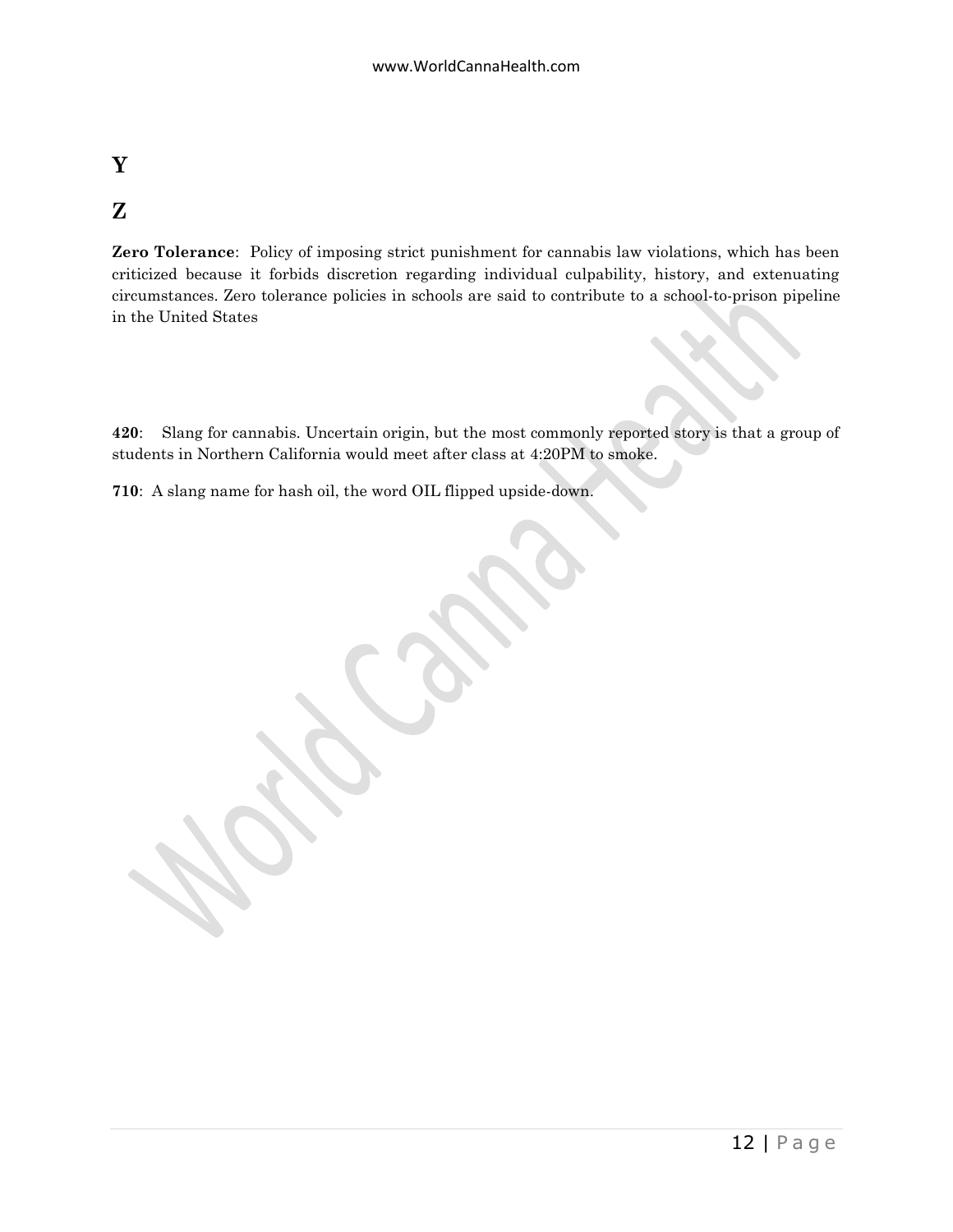## Y

## Z

**Zero Tolerance**: Policy of imposing strict punishment for cannabis law violations, which has been criticized because it forbids discretion regarding individual culpability, history, and extenuating circumstances. Zero tolerance policies in schools are said to contribute to a school-to-prison pipeline in the United States

**420**: Slang for cannabis. Uncertain origin, but the most commonly reported story is that a group of students in Northern California would meet after class at 4:20PM to smoke.

**710**: A slang name for hash oil, the word OIL flipped upside-down.